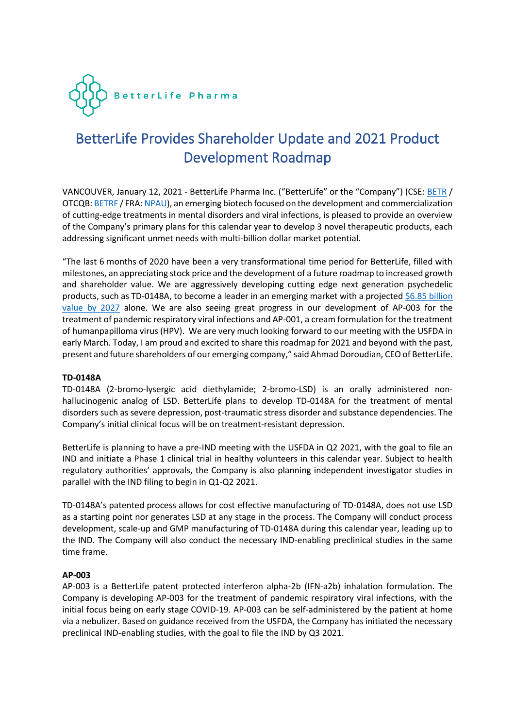BetterLife Pharma

# BetterLife Provides Shareholder Update and 2021 Product Development Roadmap

VANCOUVER, January 12, 2021 - BetterLife Pharma Inc. ("BetterLife" or the "Company") (CSE: BETR / OTCQB: BETRF / FRA: NPAU), an emerging biotech focused on the development and commercialization of cutting-edge treatments in mental disorders and viral infections, is pleased to provide an overview of the Company's primary plans for this calendar year to develop 3 novel therapeutic products, each addressing significant unmet needs with multi-billion dollar market potential.

"The last 6 months of 2020 have been a very transformational time period for BetterLife, filled with milestones, an appreciating stock price and the development of a future roadmap to increased growth and shareholder value. We are aggressively developing cutting edge next generation psychedelic products, such as TD-0148A, to become a leader in an emerging market with a projected $6.85 billion value by 2027 alone. We are also seeing great progress in our development of AP-003 for the treatment of pandemic respiratory viral infections and AP-001, a cream formulation for the treatment of humanpapilloma virus (HPV). We are very much looking forward to our meeting with the USFDA in early March. Today, I am proud and excited to share this roadmap for 2021 and beyond with the past, present and future shareholders of our emerging company," said Ahmad Doroudian, CEO of BetterLife.

**TD-0148A**

TD-0148A (2-bromo-lysergic acid diethylamide; 2-bromo-LSD) is an orally administered non-hallucinogenic analog of LSD. BetterLife plans to develop TD-0148A for the treatment of mental disorders such as severe depression, post-traumatic stress disorder and substance dependencies. The Company's initial clinical focus will be on treatment-resistant depression.

BetterLife is planning to have a pre-IND meeting with the USFDA in Q2 2021, with the goal to file an IND and initiate a Phase 1 clinical trial in healthy volunteers in this calendar year. Subject to health regulatory authorities' approvals, the Company is also planning independent investigator studies in parallel with the IND filing to begin in Q1-Q2 2021.

TD-0148A's patented process allows for cost effective manufacturing of TD-0148A, does not use LSD as a starting point nor generates LSD at any stage in the process. The Company will conduct process development, scale-up and GMP manufacturing of TD-0148A during this calendar year, leading up to the IND. The Company will also conduct the necessary IND-enabling preclinical studies in the same time frame.

**AP-003**

AP-003 is a BetterLife patent protected interferon alpha-2b (IFN-a2b) inhalation formulation. The Company is developing AP-003 for the treatment of pandemic respiratory viral infections, with the initial focus being on early stage COVID-19. AP-003 can be self-administered by the patient at home via a nebulizer. Based on guidance received from the USFDA, the Company has initiated the necessary preclinical IND-enabling studies, with the goal to file the IND by Q3 2021.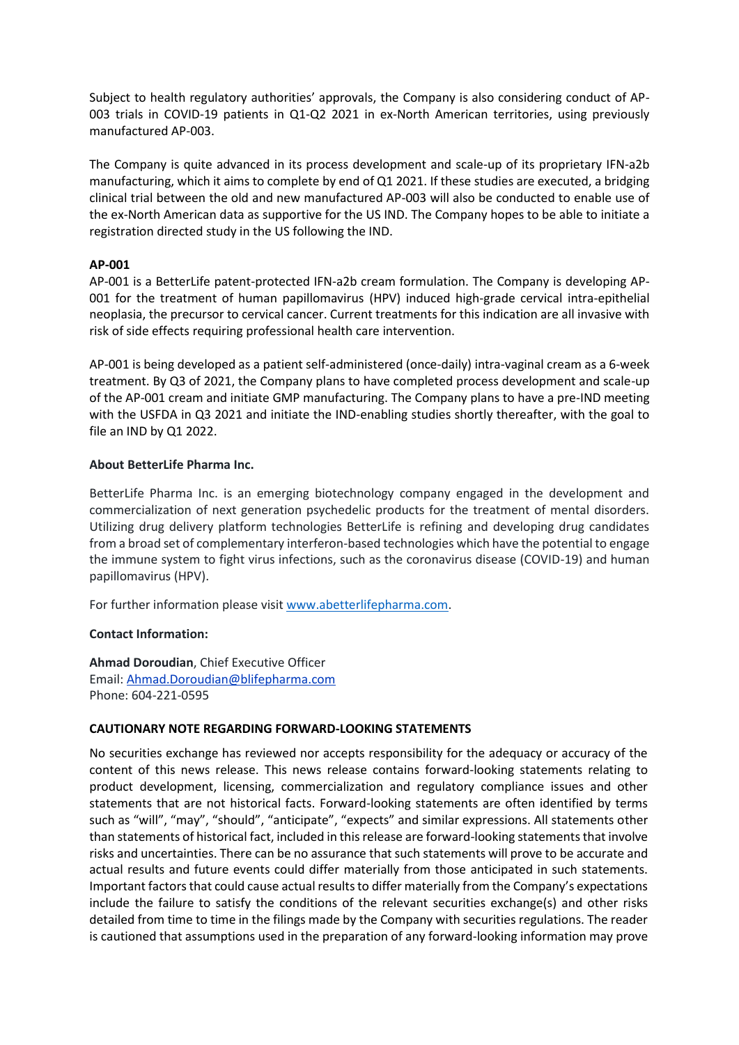Subject to health regulatory authorities' approvals, the Company is also considering conduct of AP-003 trials in COVID-19 patients in Q1-Q2 2021 in ex-North American territories, using previously manufactured AP-003.

The Company is quite advanced in its process development and scale-up of its proprietary IFN-a2b manufacturing, which it aims to complete by end of Q1 2021. If these studies are executed, a bridging clinical trial between the old and new manufactured AP-003 will also be conducted to enable use of the ex-North American data as supportive for the US IND. The Company hopes to be able to initiate a registration directed study in the US following the IND.

**AP-001**

AP-001 is a BetterLife patent-protected IFN-a2b cream formulation. The Company is developing AP-001 for the treatment of human papillomavirus (HPV) induced high-grade cervical intra-epithelial neoplasia, the precursor to cervical cancer. Current treatments for this indication are all invasive with risk of side effects requiring professional health care intervention.

AP-001 is being developed as a patient self-administered (once-daily) intra-vaginal cream as a 6-week treatment. By Q3 of 2021, the Company plans to have completed process development and scale-up of the AP-001 cream and initiate GMP manufacturing. The Company plans to have a pre-IND meeting with the USFDA in Q3 2021 and initiate the IND-enabling studies shortly thereafter, with the goal to file an IND by Q1 2022.

**About BetterLife Pharma Inc.**

BetterLife Pharma Inc. is an emerging biotechnology company engaged in the development and commercialization of next generation psychedelic products for the treatment of mental disorders. Utilizing drug delivery platform technologies BetterLife is refining and developing drug candidates from a broad set of complementary interferon-based technologies which have the potential to engage the immune system to fight virus infections, such as the coronavirus disease (COVID-19) and human papillomavirus (HPV).

For further information please visit [www.abetterlifepharma.com](www.abetterlifepharma.com).

**Contact Information:**

**Ahmad Doroudian**, Chief Executive Officer
Email: [Ahmad.Doroudian@blifepharma.com](mailto:Ahmad.Doroudian@blifepharma.com)
Phone: 604-221-0595

**CAUTIONARY NOTE REGARDING FORWARD-LOOKING STATEMENTS**

No securities exchange has reviewed nor accepts responsibility for the adequacy or accuracy of the content of this news release. This news release contains forward-looking statements relating to product development, licensing, commercialization and regulatory compliance issues and other statements that are not historical facts. Forward-looking statements are often identified by terms such as "will", "may", "should", "anticipate", "expects" and similar expressions. All statements other than statements of historical fact, included in this release are forward-looking statements that involve risks and uncertainties. There can be no assurance that such statements will prove to be accurate and actual results and future events could differ materially from those anticipated in such statements. Important factors that could cause actual results to differ materially from the Company's expectations include the failure to satisfy the conditions of the relevant securities exchange(s) and other risks detailed from time to time in the filings made by the Company with securities regulations. The reader is cautioned that assumptions used in the preparation of any forward-looking information may prove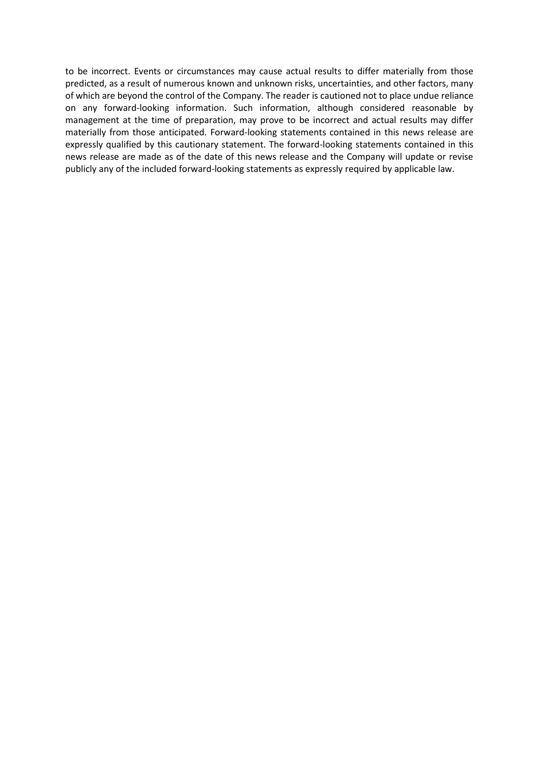to be incorrect. Events or circumstances may cause actual results to differ materially from those predicted, as a result of numerous known and unknown risks, uncertainties, and other factors, many of which are beyond the control of the Company. The reader is cautioned not to place undue reliance on any forward-looking information. Such information, although considered reasonable by management at the time of preparation, may prove to be incorrect and actual results may differ materially from those anticipated. Forward-looking statements contained in this news release are expressly qualified by this cautionary statement. The forward-looking statements contained in this news release are made as of the date of this news release and the Company will update or revise publicly any of the included forward-looking statements as expressly required by applicable law.